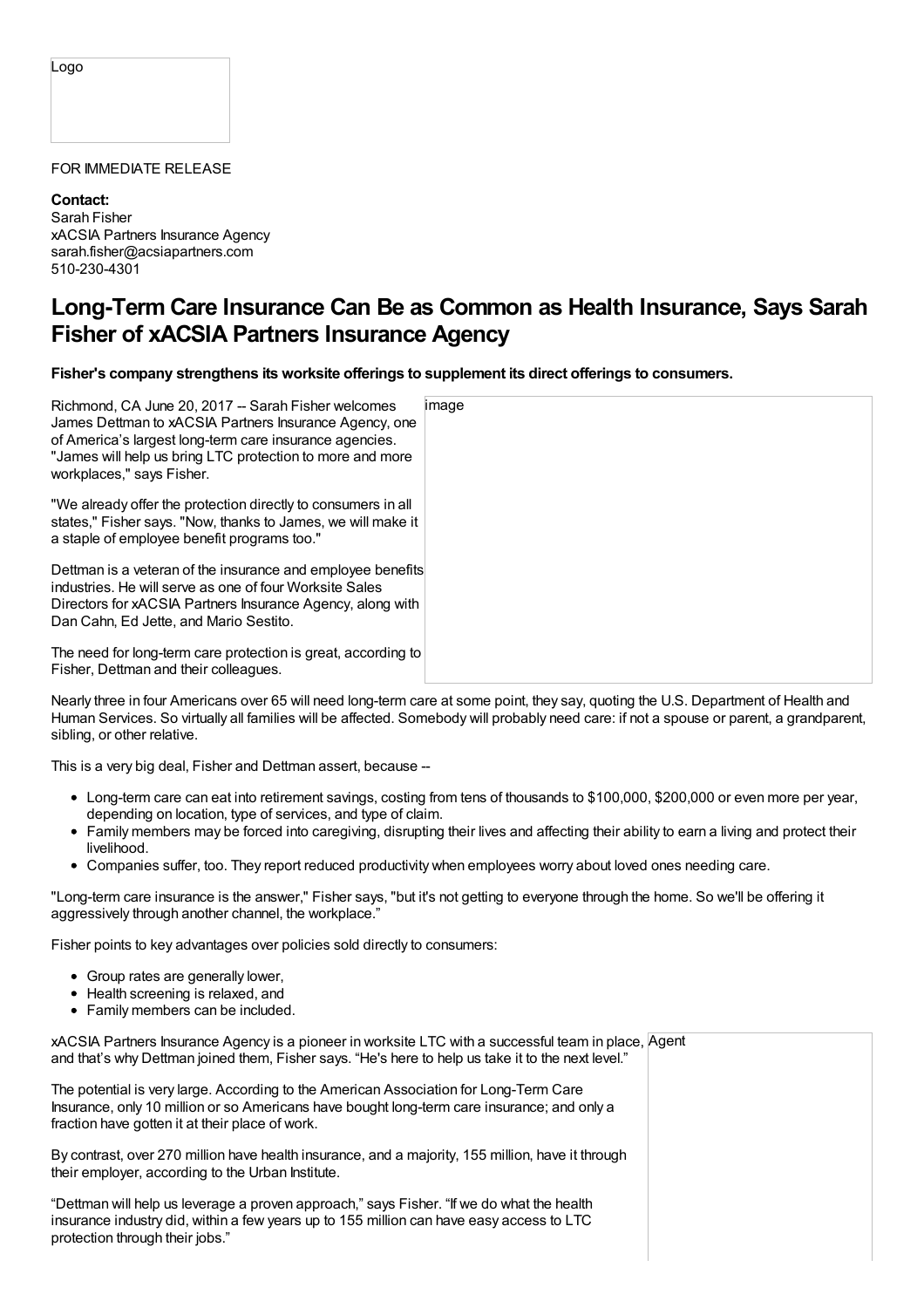Logo

FOR IMMEDIATE RELEASE

**Contact:**
Sarah Fisher
xACSIA Partners Insurance Agency
sarah.fisher@acsiapartners.com
510-230-4301

# Long-Term Care Insurance Can Be as Common as Health Insurance, Says Sarah Fisher of xACSIA Partners Insurance Agency

**Fisher's company strengthens its worksite offerings to supplement its direct offerings to consumers.**

Richmond, CA June 20, 2017 -- Sarah Fisher welcomes James Dettman to xACSIA Partners Insurance Agency, one of America's largest long-term care insurance agencies. "James will help us bring LTC protection to more and more workplaces," says Fisher.

"We already offer the protection directly to consumers in all states," Fisher says. "Now, thanks to James, we will make it a staple of employee benefit programs too."

Dettman is a veteran of the insurance and employee benefits industries. He will serve as one of four Worksite Sales Directors for xACSIA Partners Insurance Agency, along with Dan Cahn, Ed Jette, and Mario Sestito.

The need for long-term care protection is great, according to Fisher, Dettman and their colleagues.

Nearly three in four Americans over 65 will need long-term care at some point, they say, quoting the U.S. Department of Health and Human Services. So virtually all families will be affected. Somebody will probably need care: if not a spouse or parent, a grandparent, sibling, or other relative.

This is a very big deal, Fisher and Dettman assert, because --

- Long-term care can eat into retirement savings, costing from tens of thousands to $100,000, $200,000 or even more per year, depending on location, type of services, and type of claim.
- Family members may be forced into caregiving, disrupting their lives and affecting their ability to earn a living and protect their livelihood.
- Companies suffer, too. They report reduced productivity when employees worry about loved ones needing care.

"Long-term care insurance is the answer," Fisher says, "but it's not getting to everyone through the home. So we'll be offering it aggressively through another channel, the workplace."

Fisher points to key advantages over policies sold directly to consumers:

- Group rates are generally lower,
- Health screening is relaxed, and
- Family members can be included.

xACSIA Partners Insurance Agency is a pioneer in worksite LTC with a successful team in place, and that's why Dettman joined them, Fisher says. "He's here to help us take it to the next level."

The potential is very large. According to the American Association for Long-Term Care Insurance, only 10 million or so Americans have bought long-term care insurance; and only a fraction have gotten it at their place of work.

By contrast, over 270 million have health insurance, and a majority, 155 million, have it through their employer, according to the Urban Institute.

"Dettman will help us leverage a proven approach," says Fisher. "If we do what the health insurance industry did, within a few years up to 155 million can have easy access to LTC protection through their jobs."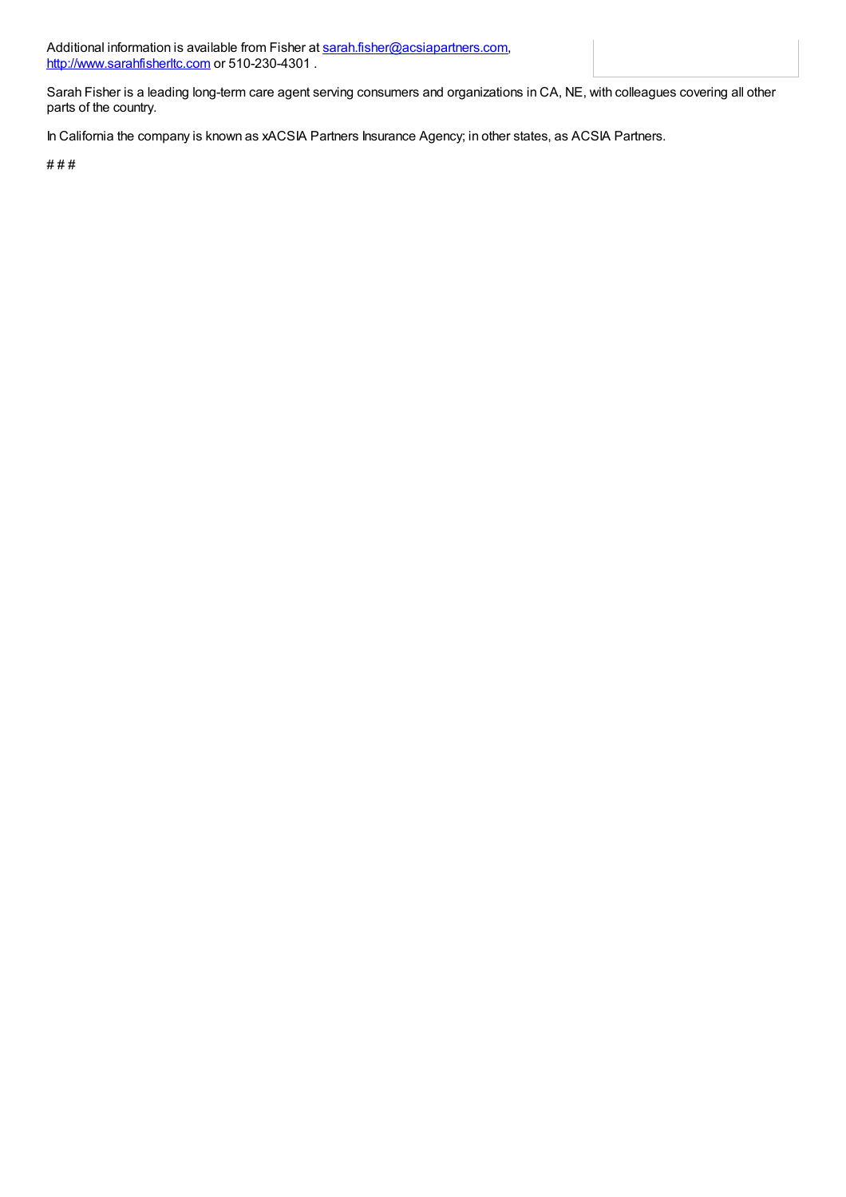Additional information is available from Fisher at sarah.fisher@acsiapartners.com, http://www.sarahfisherltc.com or 510-230-4301 .

Sarah Fisher is a leading long-term care agent serving consumers and organizations in CA, NE, with colleagues covering all other parts of the country.

In California the company is known as xACSIA Partners Insurance Agency; in other states, as ACSIA Partners.

# # #